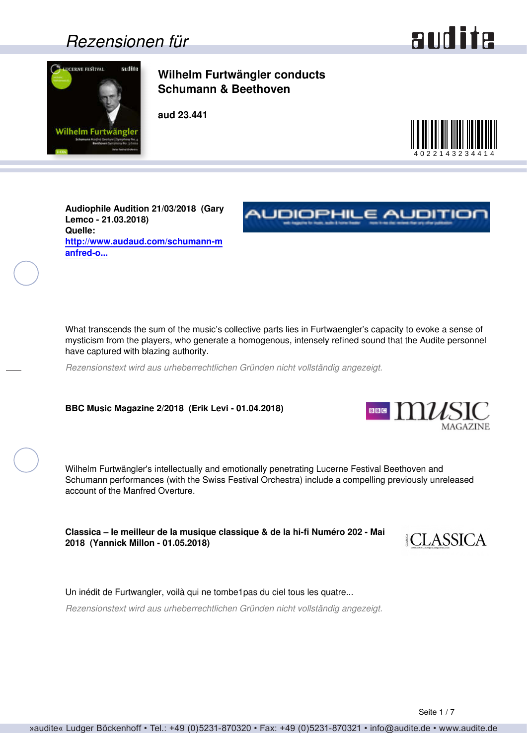# Rezensionen für

## Wilhelm Furtwängler conducts Schumann & Beethoven

**aud 23.441**

4022143234414

**Audiophile Audition 21/03/2018 (Gary Lemco - 21.03.2018)**
**Quelle:**
**http://www.audaud.com/schumann-manfred-o...**

What transcends the sum of the music's collective parts lies in Furtwaengler's capacity to evoke a sense of mysticism from the players, who generate a homogenous, intensely refined sound that the Audite personnel have captured with blazing authority.

*Rezensionstext wird aus urheberrechtlichen Gründen nicht vollständig angezeigt.*

**BBC Music Magazine 2/2018 (Erik Levi - 01.04.2018)**

Wilhelm Furtwängler's intellectually and emotionally penetrating Lucerne Festival Beethoven and Schumann performances (with the Swiss Festival Orchestra) include a compelling previously unreleased account of the Manfred Overture.

**Classica – le meilleur de la musique classique & de la hi-fi Numéro 202 - Mai 2018 (Yannick Millon - 01.05.2018)**

Un inédit de Furtwangler, voilà qui ne tombe1pas du ciel tous les quatre...

*Rezensionstext wird aus urheberrechtlichen Gründen nicht vollständig angezeigt.*

»audite« Ludger Böckenhoff • Tel.: +49 (0)5231-870320 • Fax: +49 (0)5231-870321 • info@audite.de • www.audite.de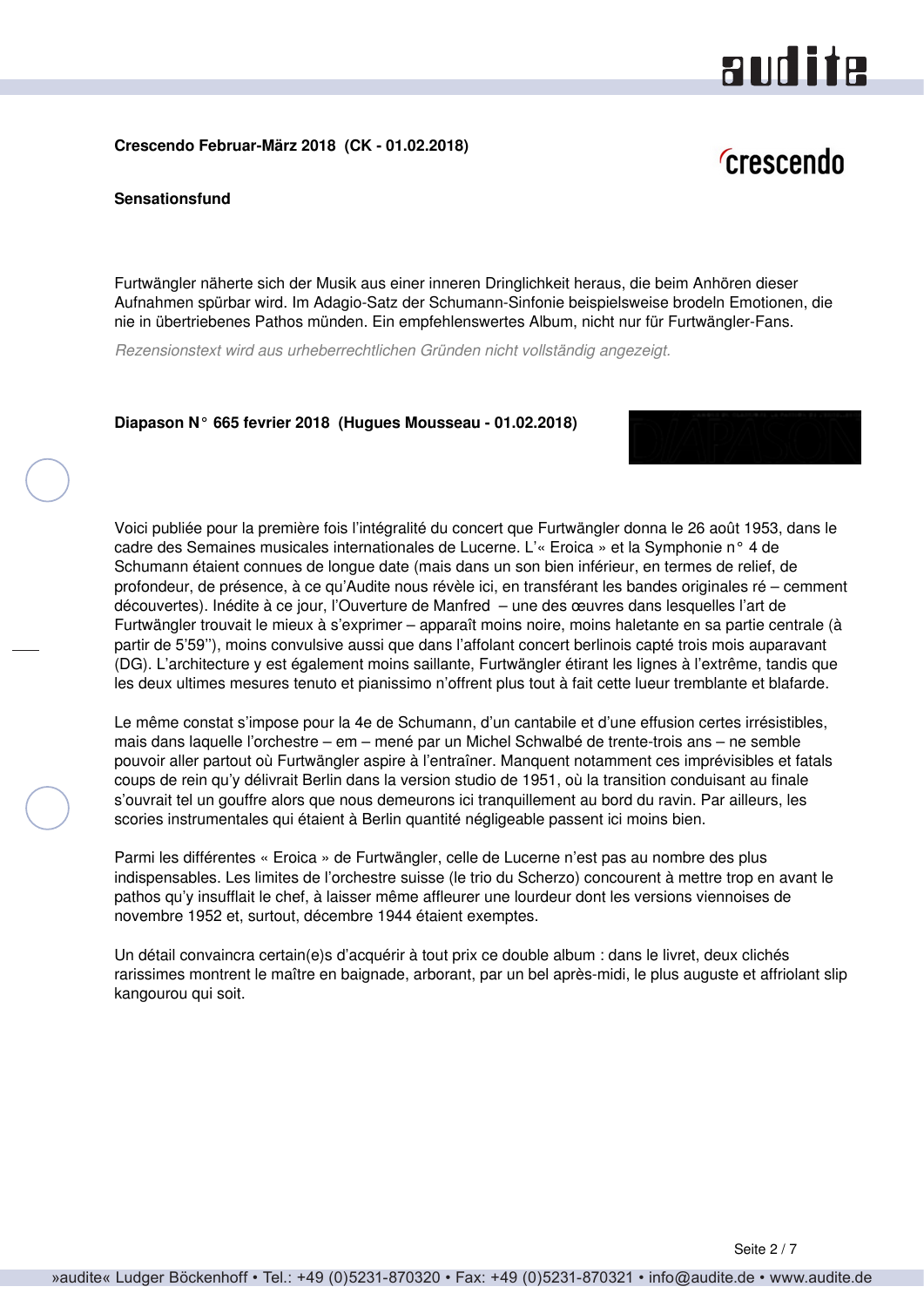**Crescendo Februar-März 2018 (CK - 01.02.2018)**

**Sensationsfund**

Furtwängler näherte sich der Musik aus einer inneren Dringlichkeit heraus, die beim Anhören dieser Aufnahmen spürbar wird. Im Adagio-Satz der Schumann-Sinfonie beispielsweise brodeln Emotionen, die nie in übertriebenes Pathos münden. Ein empfehlenswertes Album, nicht nur für Furtwängler-Fans.

*Rezensionstext wird aus urheberrechtlichen Gründen nicht vollständig angezeigt.*

**Diapason N° 665 fevrier 2018 (Hugues Mousseau - 01.02.2018)**

Voici publiée pour la première fois l'intégralité du concert que Furtwängler donna le 26 août 1953, dans le cadre des Semaines musicales internationales de Lucerne. L'« Eroica » et la Symphonie n° 4 de Schumann étaient connues de longue date (mais dans un son bien inférieur, en termes de relief, de profondeur, de présence, à ce qu'Audite nous révèle ici, en transférant les bandes originales ré – cemment découvertes). Inédite à ce jour, l'Ouverture de Manfred – une des œuvres dans lesquelles l'art de Furtwängler trouvait le mieux à s'exprimer – apparaît moins noire, moins haletante en sa partie centrale (à partir de 5'59''), moins convulsive aussi que dans l'affolant concert berlinois capté trois mois auparavant (DG). L'architecture y est également moins saillante, Furtwängler étirant les lignes à l'extrême, tandis que les deux ultimes mesures tenuto et pianissimo n'offrent plus tout à fait cette lueur tremblante et blafarde.

Le même constat s'impose pour la 4e de Schumann, d'un cantabile et d'une effusion certes irrésistibles, mais dans laquelle l'orchestre – em – mené par un Michel Schwalbé de trente-trois ans – ne semble pouvoir aller partout où Furtwängler aspire à l'entraîner. Manquent notamment ces imprévisibles et fatals coups de rein qu'y délivrait Berlin dans la version studio de 1951, où la transition conduisant au finale s'ouvrait tel un gouffre alors que nous demeurons ici tranquillement au bord du ravin. Par ailleurs, les scories instrumentales qui étaient à Berlin quantité négligeable passent ici moins bien.

Parmi les différentes « Eroica » de Furtwängler, celle de Lucerne n'est pas au nombre des plus indispensables. Les limites de l'orchestre suisse (le trio du Scherzo) concourent à mettre trop en avant le pathos qu'y insufflait le chef, à laisser même affleurer une lourdeur dont les versions viennoises de novembre 1952 et, surtout, décembre 1944 étaient exemptes.

Un détail convaincra certain(e)s d'acquérir à tout prix ce double album : dans le livret, deux clichés rarissimes montrent le maître en baignade, arborant, par un bel après-midi, le plus auguste et affriolant slip kangourou qui soit.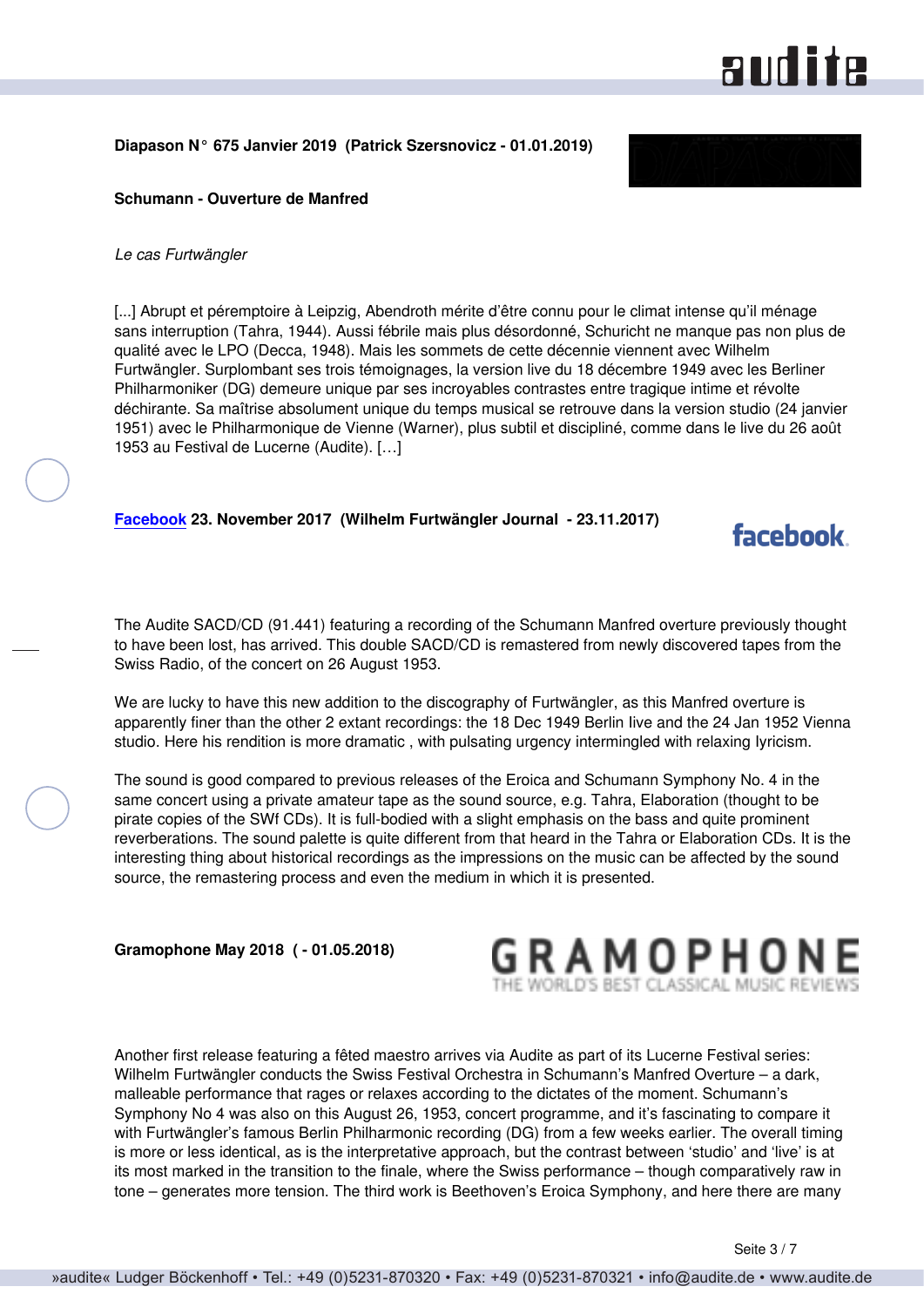**Diapason N° 675 Janvier 2019 (Patrick Szersnovicz - 01.01.2019)**

**Schumann - Ouverture de Manfred**

*Le cas Furtwängler*

[...] Abrupt et péremptoire à Leipzig, Abendroth mérite d'être connu pour le climat intense qu'il ménage sans interruption (Tahra, 1944). Aussi fébrile mais plus désordonné, Schuricht ne manque pas non plus de qualité avec le LPO (Decca, 1948). Mais les sommets de cette décennie viennent avec Wilhelm Furtwängler. Surplombant ses trois témoignages, la version live du 18 décembre 1949 avec les Berliner Philharmoniker (DG) demeure unique par ses incroyables contrastes entre tragique intime et révolte déchirante. Sa maîtrise absolument unique du temps musical se retrouve dans la version studio (24 janvier 1951) avec le Philharmonique de Vienne (Warner), plus subtil et discipliné, comme dans le live du 26 août 1953 au Festival de Lucerne (Audite). […]

**Facebook 23. November 2017 (Wilhelm Furtwängler Journal - 23.11.2017)**

The Audite SACD/CD (91.441) featuring a recording of the Schumann Manfred overture previously thought to have been lost, has arrived. This double SACD/CD is remastered from newly discovered tapes from the Swiss Radio, of the concert on 26 August 1953.

We are lucky to have this new addition to the discography of Furtwängler, as this Manfred overture is apparently finer than the other 2 extant recordings: the 18 Dec 1949 Berlin live and the 24 Jan 1952 Vienna studio. Here his rendition is more dramatic , with pulsating urgency intermingled with relaxing lyricism.

The sound is good compared to previous releases of the Eroica and Schumann Symphony No. 4 in the same concert using a private amateur tape as the sound source, e.g. Tahra, Elaboration (thought to be pirate copies of the SWf CDs). It is full-bodied with a slight emphasis on the bass and quite prominent reverberations. The sound palette is quite different from that heard in the Tahra or Elaboration CDs. It is the interesting thing about historical recordings as the impressions on the music can be affected by the sound source, the remastering process and even the medium in which it is presented.

**Gramophone May 2018 ( - 01.05.2018)**

Another first release featuring a fêted maestro arrives via Audite as part of its Lucerne Festival series: Wilhelm Furtwängler conducts the Swiss Festival Orchestra in Schumann's Manfred Overture – a dark, malleable performance that rages or relaxes according to the dictates of the moment. Schumann's Symphony No 4 was also on this August 26, 1953, concert programme, and it's fascinating to compare it with Furtwängler's famous Berlin Philharmonic recording (DG) from a few weeks earlier. The overall timing is more or less identical, as is the interpretative approach, but the contrast between 'studio' and 'live' is at its most marked in the transition to the finale, where the Swiss performance – though comparatively raw in tone – generates more tension. The third work is Beethoven's Eroica Symphony, and here there are many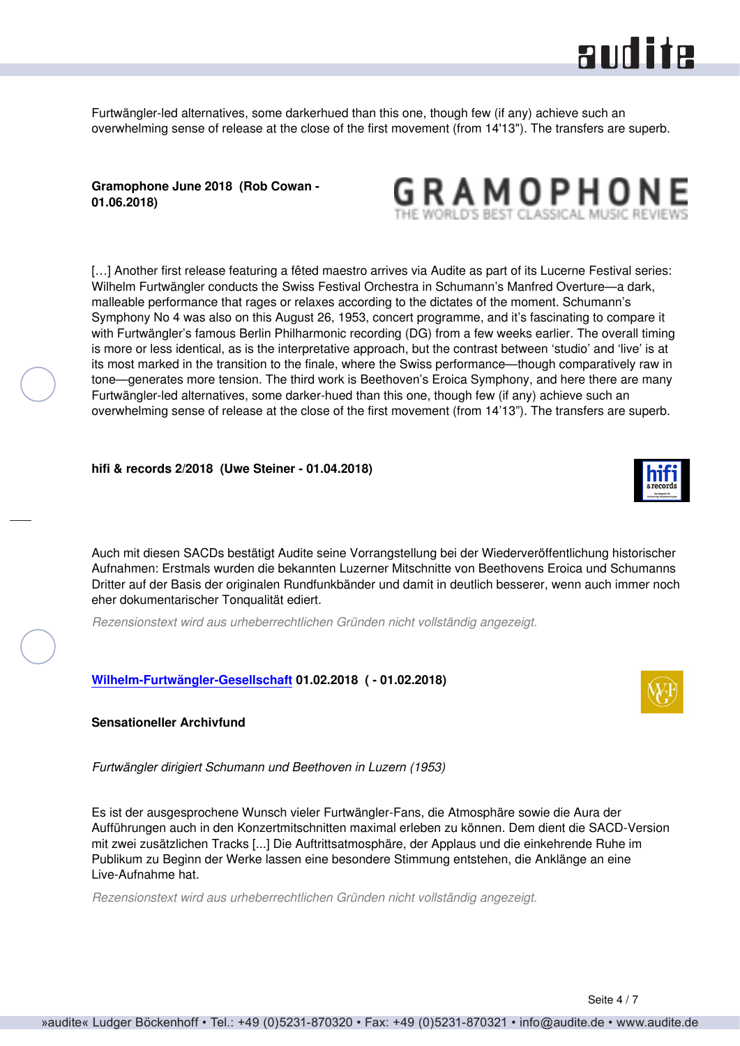Furtwängler-led alternatives, some darkerhued than this one, though few (if any) achieve such an overwhelming sense of release at the close of the first movement (from 14'13"). The transfers are superb.

**Gramophone June 2018 (Rob Cowan - 01.06.2018)**

[…] Another first release featuring a fêted maestro arrives via Audite as part of its Lucerne Festival series: Wilhelm Furtwängler conducts the Swiss Festival Orchestra in Schumann's Manfred Overture—a dark, malleable performance that rages or relaxes according to the dictates of the moment. Schumann's Symphony No 4 was also on this August 26, 1953, concert programme, and it's fascinating to compare it with Furtwängler's famous Berlin Philharmonic recording (DG) from a few weeks earlier. The overall timing is more or less identical, as is the interpretative approach, but the contrast between 'studio' and 'live' is at its most marked in the transition to the finale, where the Swiss performance—though comparatively raw in tone—generates more tension. The third work is Beethoven's Eroica Symphony, and here there are many Furtwängler-led alternatives, some darker-hued than this one, though few (if any) achieve such an overwhelming sense of release at the close of the first movement (from 14'13"). The transfers are superb.

**hifi & records 2/2018 (Uwe Steiner - 01.04.2018)**

Auch mit diesen SACDs bestätigt Audite seine Vorrangstellung bei der Wiederveröffentlichung historischer Aufnahmen: Erstmals wurden die bekannten Luzerner Mitschnitte von Beethovens Eroica und Schumanns Dritter auf der Basis der originalen Rundfunkbänder und damit in deutlich besserer, wenn auch immer noch eher dokumentarischer Tonqualität ediert.

*Rezensionstext wird aus urheberrechtlichen Gründen nicht vollständig angezeigt.*

**Wilhelm-Furtwängler-Gesellschaft 01.02.2018 ( - 01.02.2018)**

**Sensationeller Archivfund**

*Furtwängler dirigiert Schumann und Beethoven in Luzern (1953)*

Es ist der ausgesprochene Wunsch vieler Furtwängler-Fans, die Atmosphäre sowie die Aura der Aufführungen auch in den Konzertmitschnitten maximal erleben zu können. Dem dient die SACD-Version mit zwei zusätzlichen Tracks [...] Die Auftrittsatmosphäre, der Applaus und die einkehrende Ruhe im Publikum zu Beginn der Werke lassen eine besondere Stimmung entstehen, die Anklänge an eine Live-Aufnahme hat.

*Rezensionstext wird aus urheberrechtlichen Gründen nicht vollständig angezeigt.*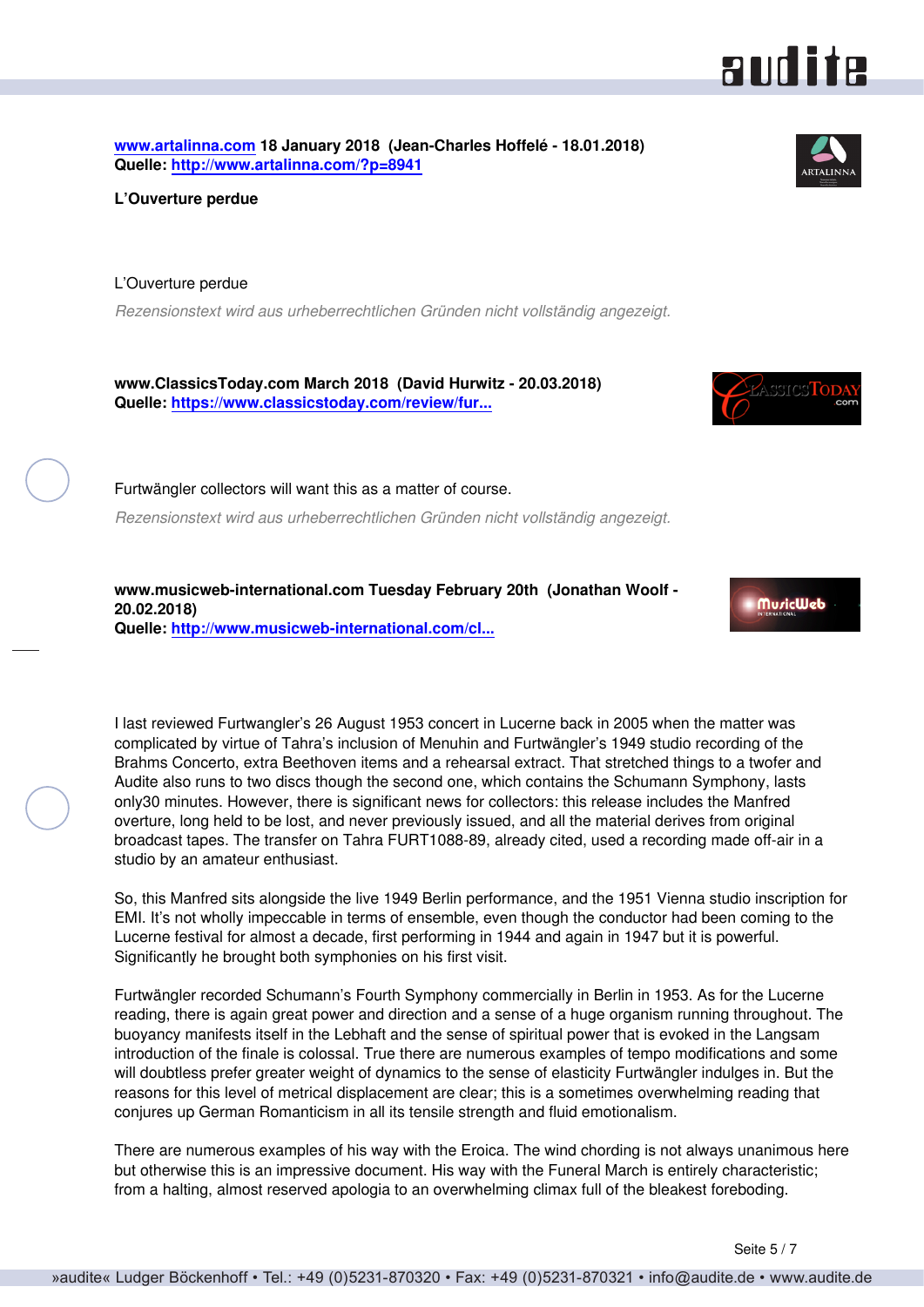**[www.artalinna.com](http://www.artalinna.com) 18 January 2018 (Jean-Charles Hoffelé - 18.01.2018)**
**Quelle: [http://www.artalinna.com/?p=8941](http://www.artalinna.com/?p=8941)**

**L'Ouverture perdue**

L'Ouverture perdue

*Rezensionstext wird aus urheberrechtlichen Gründen nicht vollständig angezeigt.*

**www.ClassicsToday.com March 2018 (David Hurwitz - 20.03.2018)**
**Quelle: [https://www.classicstoday.com/review/fur...](https://www.classicstoday.com/review/fur...)**

Furtwängler collectors will want this as a matter of course.

*Rezensionstext wird aus urheberrechtlichen Gründen nicht vollständig angezeigt.*

**www.musicweb-international.com Tuesday February 20th (Jonathan Woolf - 20.02.2018)**
**Quelle: [http://www.musicweb-international.com/cl...](http://www.musicweb-international.com/cl...)**

I last reviewed Furtwangler's 26 August 1953 concert in Lucerne back in 2005 when the matter was complicated by virtue of Tahra's inclusion of Menuhin and Furtwängler's 1949 studio recording of the Brahms Concerto, extra Beethoven items and a rehearsal extract. That stretched things to a twofer and Audite also runs to two discs though the second one, which contains the Schumann Symphony, lasts only30 minutes. However, there is significant news for collectors: this release includes the Manfred overture, long held to be lost, and never previously issued, and all the material derives from original broadcast tapes. The transfer on Tahra FURT1088-89, already cited, used a recording made off-air in a studio by an amateur enthusiast.

So, this Manfred sits alongside the live 1949 Berlin performance, and the 1951 Vienna studio inscription for EMI. It's not wholly impeccable in terms of ensemble, even though the conductor had been coming to the Lucerne festival for almost a decade, first performing in 1944 and again in 1947 but it is powerful. Significantly he brought both symphonies on his first visit.

Furtwängler recorded Schumann's Fourth Symphony commercially in Berlin in 1953. As for the Lucerne reading, there is again great power and direction and a sense of a huge organism running throughout. The buoyancy manifests itself in the Lebhaft and the sense of spiritual power that is evoked in the Langsam introduction of the finale is colossal. True there are numerous examples of tempo modifications and some will doubtless prefer greater weight of dynamics to the sense of elasticity Furtwängler indulges in. But the reasons for this level of metrical displacement are clear; this is a sometimes overwhelming reading that conjures up German Romanticism in all its tensile strength and fluid emotionalism.

There are numerous examples of his way with the Eroica. The wind chording is not always unanimous here but otherwise this is an impressive document. His way with the Funeral March is entirely characteristic; from a halting, almost reserved apologia to an overwhelming climax full of the bleakest foreboding.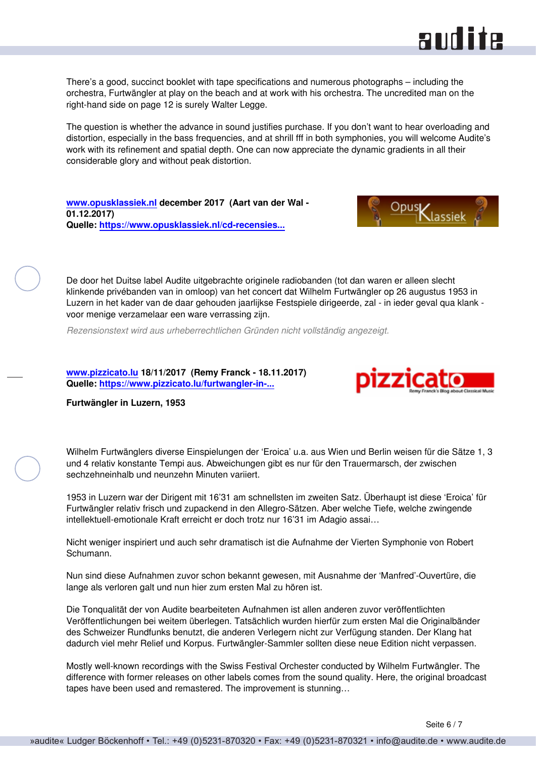There's a good, succinct booklet with tape specifications and numerous photographs – including the orchestra, Furtwängler at play on the beach and at work with his orchestra. The uncredited man on the right-hand side on page 12 is surely Walter Legge.

The question is whether the advance in sound justifies purchase. If you don't want to hear overloading and distortion, especially in the bass frequencies, and at shrill fff in both symphonies, you will welcome Audite's work with its refinement and spatial depth. One can now appreciate the dynamic gradients in all their considerable glory and without peak distortion.

**www.opusklassiek.nl december 2017 (Aart van der Wal - 01.12.2017)**
**Quelle: https://www.opusklassiek.nl/cd-recensies...**

De door het Duitse label Audite uitgebrachte originele radiobanden (tot dan waren er alleen slecht klinkende privébanden van in omloop) van het concert dat Wilhelm Furtwängler op 26 augustus 1953 in Luzern in het kader van de daar gehouden jaarlijkse Festspiele dirigeerde, zal - in ieder geval qua klank - voor menige verzamelaar een ware verrassing zijn.

*Rezensionstext wird aus urheberrechtlichen Gründen nicht vollständig angezeigt.*

**www.pizzicato.lu 18/11/2017 (Remy Franck - 18.11.2017)**
**Quelle: https://www.pizzicato.lu/furtwangler-in-...**

**Furtwängler in Luzern, 1953**

Wilhelm Furtwänglers diverse Einspielungen der 'Eroica' u.a. aus Wien und Berlin weisen für die Sätze 1, 3 und 4 relativ konstante Tempi aus. Abweichungen gibt es nur für den Trauermarsch, der zwischen sechzehneinhalb und neunzehn Minuten variiert.

1953 in Luzern war der Dirigent mit 16'31 am schnellsten im zweiten Satz. Überhaupt ist diese 'Eroica' für Furtwängler relativ frisch und zupackend in den Allegro-Sätzen. Aber welche Tiefe, welche zwingende intellektuell-emotionale Kraft erreicht er doch trotz nur 16'31 im Adagio assai…

Nicht weniger inspiriert und auch sehr dramatisch ist die Aufnahme der Vierten Symphonie von Robert Schumann.

Nun sind diese Aufnahmen zuvor schon bekannt gewesen, mit Ausnahme der 'Manfred'-Ouvertüre, die lange als verloren galt und nun hier zum ersten Mal zu hören ist.

Die Tonqualität der von Audite bearbeiteten Aufnahmen ist allen anderen zuvor veröffentlichten Veröffentlichungen bei weitem überlegen. Tatsächlich wurden hierfür zum ersten Mal die Originalbänder des Schweizer Rundfunks benutzt, die anderen Verlegern nicht zur Verfügung standen. Der Klang hat dadurch viel mehr Relief und Korpus. Furtwängler-Sammler sollten diese neue Edition nicht verpassen.

Mostly well-known recordings with the Swiss Festival Orchester conducted by Wilhelm Furtwängler. The difference with former releases on other labels comes from the sound quality. Here, the original broadcast tapes have been used and remastered. The improvement is stunning…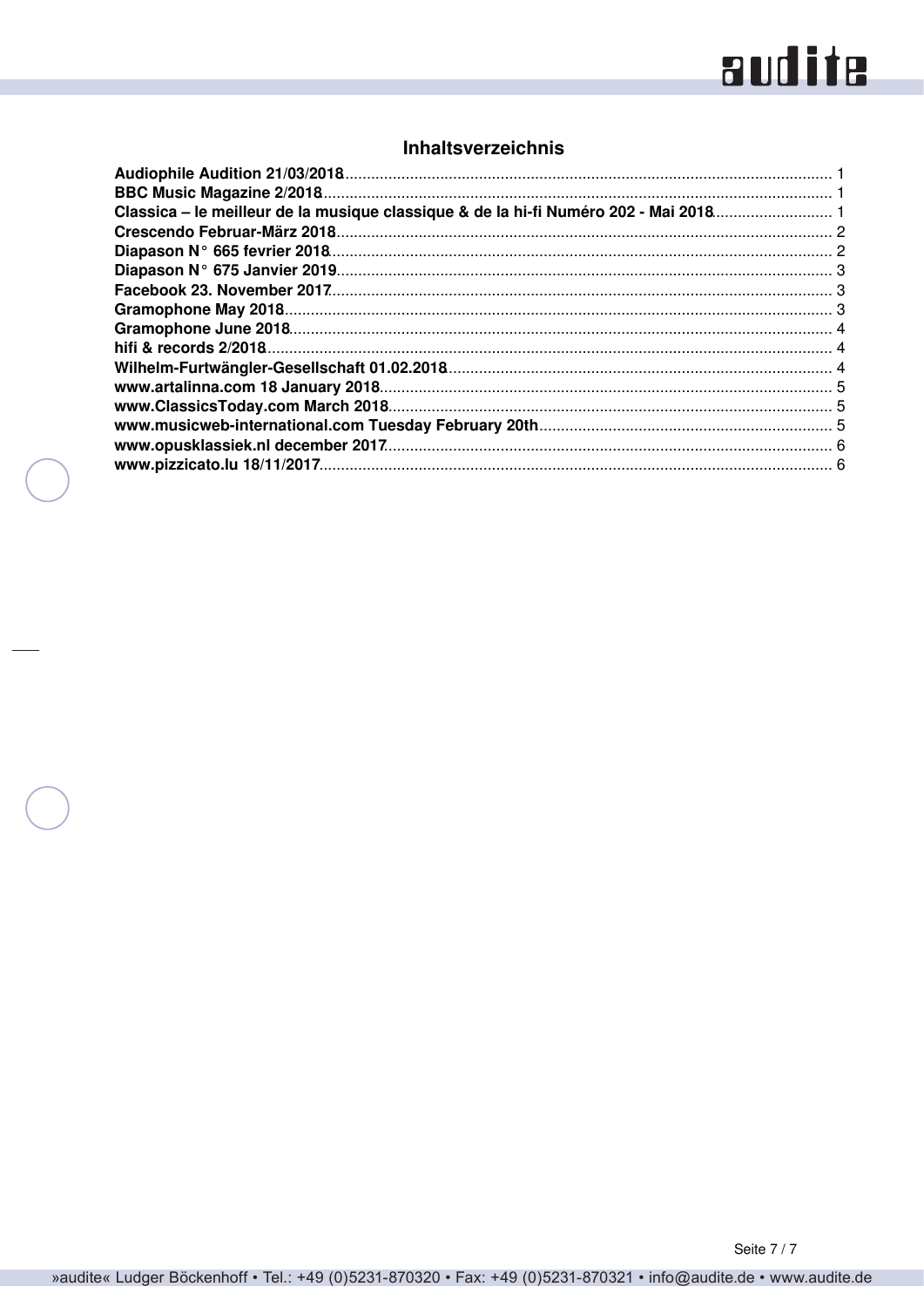## Inhaltsverzeichnis

**Audiophile Audition 21/03/2018**............................................................................................................... 1
**BBC Music Magazine 2/2018**.................................................................................................................... 1
**Classica – le meilleur de la musique classique & de la hi-fi Numéro 202 - Mai 2018**............................ 1
**Crescendo Februar-März 2018**................................................................................................................. 2
**Diapason N° 665 fevrier 2018**................................................................................................................... 2
**Diapason N° 675 Janvier 2019**.................................................................................................................. 3
**Facebook 23. November 2017**.................................................................................................................. 3
**Gramophone May 2018**............................................................................................................................. 3
**Gramophone June 2018**............................................................................................................................ 4
**hifi & records 2/2018**.................................................................................................................................. 4
**Wilhelm-Furtwängler-Gesellschaft 01.02.2018**........................................................................................ 4
**www.artalinna.com 18 January 2018**........................................................................................................ 5
**www.ClassicsToday.com March 2018**...................................................................................................... 5
**www.musicweb-international.com Tuesday February 20th**...................................................................... 5
**www.opusklassiek.nl december 2017**....................................................................................................... 6
**www.pizzicato.lu 18/11/2017**..................................................................................................................... 6